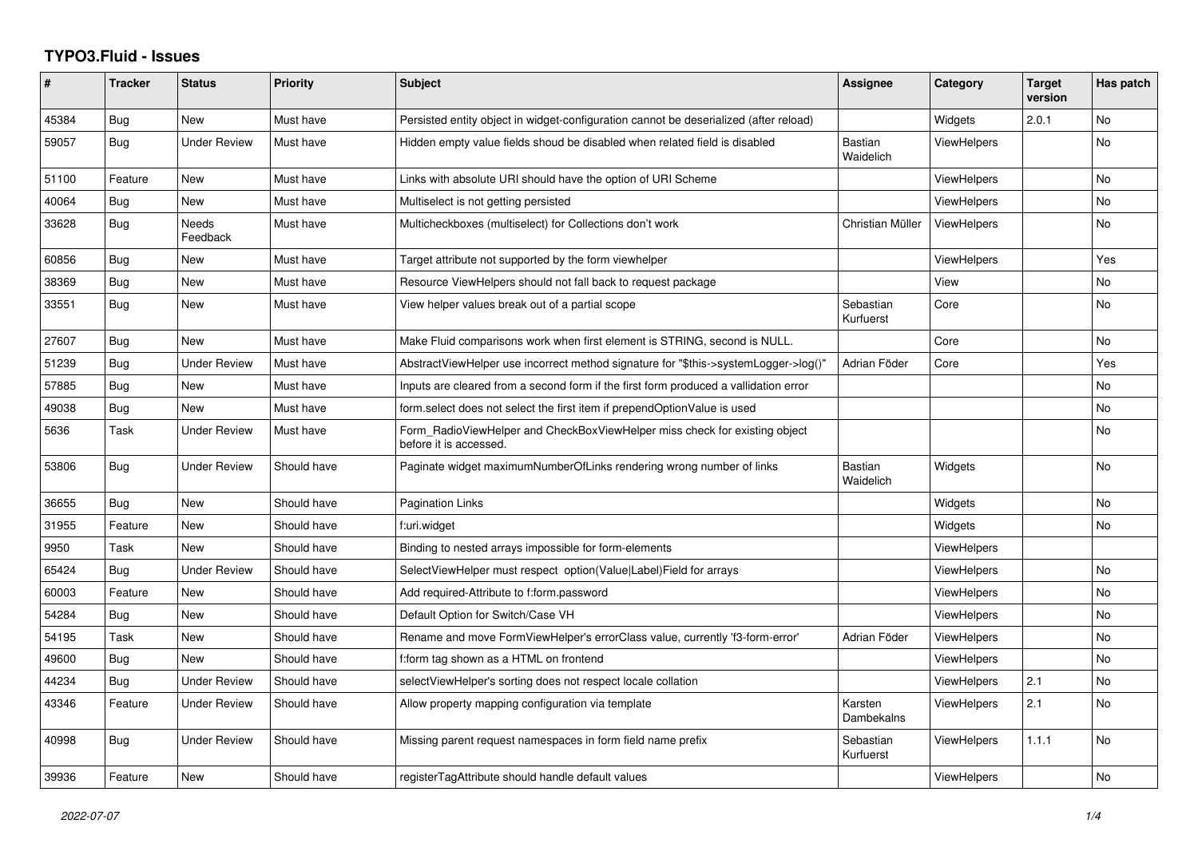# TYPO3.Fluid - Issues

| # | Tracker | Status | Priority | Subject | Assignee | Category | Target version | Has patch |
|---|---|---|---|---|---|---|---|---|
| 45384 | Bug | New | Must have | Persisted entity object in widget-configuration cannot be deserialized (after reload) | | Widgets | 2.0.1 | No |
| 59057 | Bug | Under Review | Must have | Hidden empty value fields shoud be disabled when related field is disabled | Bastian Waidelich | ViewHelpers | | No |
| 51100 | Feature | New | Must have | Links with absolute URI should have the option of URI Scheme | | ViewHelpers | | No |
| 40064 | Bug | New | Must have | Multiselect is not getting persisted | | ViewHelpers | | No |
| 33628 | Bug | Needs Feedback | Must have | Multicheckboxes (multiselect) for Collections don't work | Christian Müller | ViewHelpers | | No |
| 60856 | Bug | New | Must have | Target attribute not supported by the form viewhelper | | ViewHelpers | | Yes |
| 38369 | Bug | New | Must have | Resource ViewHelpers should not fall back to request package | | View | | No |
| 33551 | Bug | New | Must have | View helper values break out of a partial scope | Sebastian Kurfuerst | Core | | No |
| 27607 | Bug | New | Must have | Make Fluid comparisons work when first element is STRING, second is NULL. | | Core | | No |
| 51239 | Bug | Under Review | Must have | AbstractViewHelper use incorrect method signature for "$this->systemLogger->log()" | Adrian Föder | Core | | Yes |
| 57885 | Bug | New | Must have | Inputs are cleared from a second form if the first form produced a vallidation error | | | | No |
| 49038 | Bug | New | Must have | form.select does not select the first item if prependOptionValue is used | | | | No |
| 5636 | Task | Under Review | Must have | Form_RadioViewHelper and CheckBoxViewHelper miss check for existing object before it is accessed. | | | | No |
| 53806 | Bug | Under Review | Should have | Paginate widget maximumNumberOfLinks rendering wrong number of links | Bastian Waidelich | Widgets | | No |
| 36655 | Bug | New | Should have | Pagination Links | | Widgets | | No |
| 31955 | Feature | New | Should have | f:uri.widget | | Widgets | | No |
| 9950 | Task | New | Should have | Binding to nested arrays impossible for form-elements | | ViewHelpers | | |
| 65424 | Bug | Under Review | Should have | SelectViewHelper must respect option(Value\|Label)Field for arrays | | ViewHelpers | | No |
| 60003 | Feature | New | Should have | Add required-Attribute to f:form.password | | ViewHelpers | | No |
| 54284 | Bug | New | Should have | Default Option for Switch/Case VH | | ViewHelpers | | No |
| 54195 | Task | New | Should have | Rename and move FormViewHelper's errorClass value, currently 'f3-form-error' | Adrian Föder | ViewHelpers | | No |
| 49600 | Bug | New | Should have | f:form tag shown as a HTML on frontend | | ViewHelpers | | No |
| 44234 | Bug | Under Review | Should have | selectViewHelper's sorting does not respect locale collation | | ViewHelpers | 2.1 | No |
| 43346 | Feature | Under Review | Should have | Allow property mapping configuration via template | Karsten Dambekalns | ViewHelpers | 2.1 | No |
| 40998 | Bug | Under Review | Should have | Missing parent request namespaces in form field name prefix | Sebastian Kurfuerst | ViewHelpers | 1.1.1 | No |
| 39936 | Feature | New | Should have | registerTagAttribute should handle default values | | ViewHelpers | | No |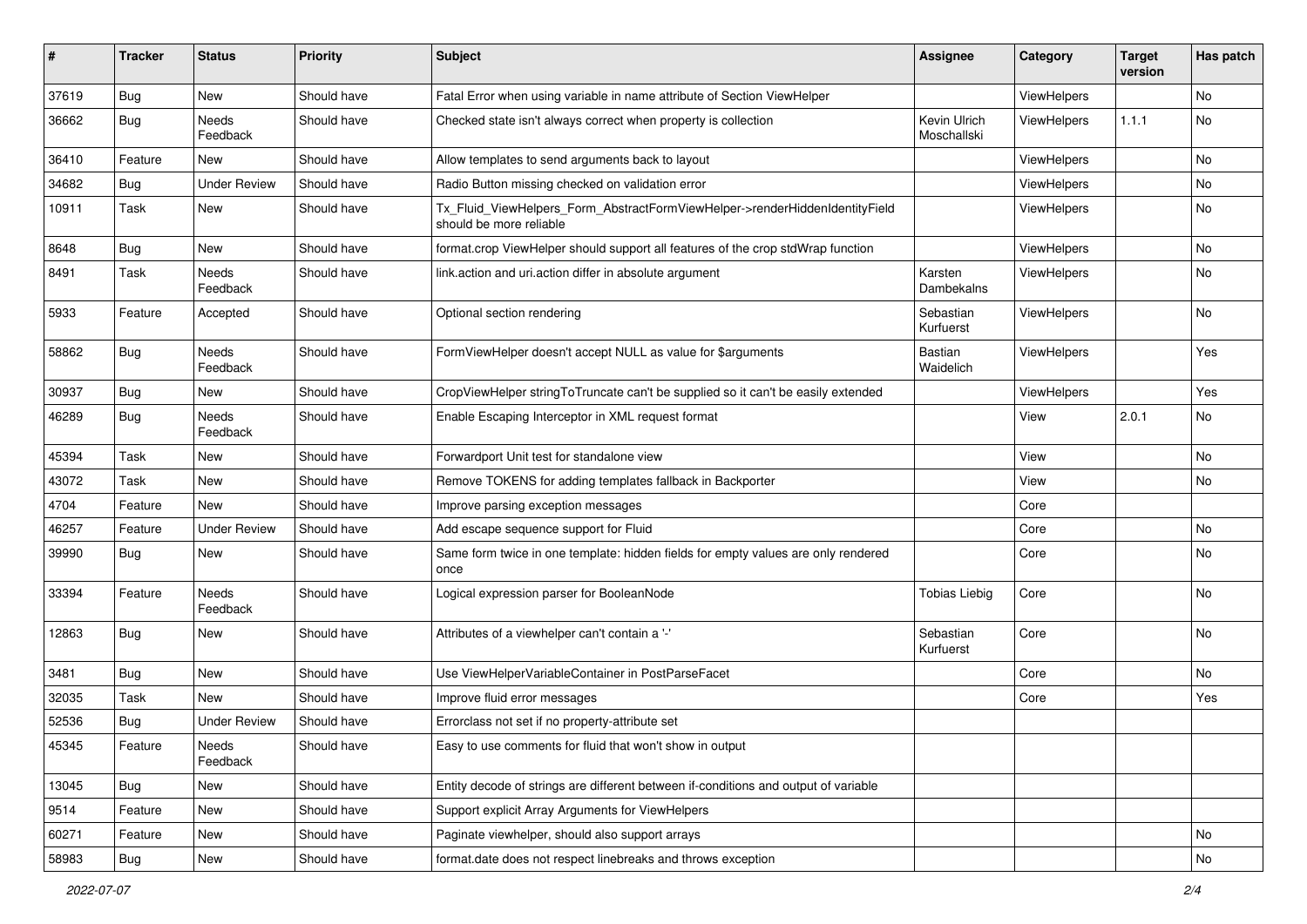| # | Tracker | Status | Priority | Subject | Assignee | Category | Target version | Has patch |
|---|---|---|---|---|---|---|---|---|
| 37619 | Bug | New | Should have | Fatal Error when using variable in name attribute of Section ViewHelper | | ViewHelpers | | No |
| 36662 | Bug | Needs Feedback | Should have | Checked state isn't always correct when property is collection | Kevin Ulrich Moschallski | ViewHelpers | 1.1.1 | No |
| 36410 | Feature | New | Should have | Allow templates to send arguments back to layout | | ViewHelpers | | No |
| 34682 | Bug | Under Review | Should have | Radio Button missing checked on validation error | | ViewHelpers | | No |
| 10911 | Task | New | Should have | Tx_Fluid_ViewHelpers_Form_AbstractFormViewHelper->renderHiddenIdentityField should be more reliable | | ViewHelpers | | No |
| 8648 | Bug | New | Should have | format.crop ViewHelper should support all features of the crop stdWrap function | | ViewHelpers | | No |
| 8491 | Task | Needs Feedback | Should have | link.action and uri.action differ in absolute argument | Karsten Dambekalns | ViewHelpers | | No |
| 5933 | Feature | Accepted | Should have | Optional section rendering | Sebastian Kurfuerst | ViewHelpers | | No |
| 58862 | Bug | Needs Feedback | Should have | FormViewHelper doesn't accept NULL as value for $arguments | Bastian Waidelich | ViewHelpers | | Yes |
| 30937 | Bug | New | Should have | CropViewHelper stringToTruncate can't be supplied so it can't be easily extended | | ViewHelpers | | Yes |
| 46289 | Bug | Needs Feedback | Should have | Enable Escaping Interceptor in XML request format | | View | 2.0.1 | No |
| 45394 | Task | New | Should have | Forwardport Unit test for standalone view | | View | | No |
| 43072 | Task | New | Should have | Remove TOKENS for adding templates fallback in Backporter | | View | | No |
| 4704 | Feature | New | Should have | Improve parsing exception messages | | Core | | |
| 46257 | Feature | Under Review | Should have | Add escape sequence support for Fluid | | Core | | No |
| 39990 | Bug | New | Should have | Same form twice in one template: hidden fields for empty values are only rendered once | | Core | | No |
| 33394 | Feature | Needs Feedback | Should have | Logical expression parser for BooleanNode | Tobias Liebig | Core | | No |
| 12863 | Bug | New | Should have | Attributes of a viewhelper can't contain a '-' | Sebastian Kurfuerst | Core | | No |
| 3481 | Bug | New | Should have | Use ViewHelperVariableContainer in PostParseFacet | | Core | | No |
| 32035 | Task | New | Should have | Improve fluid error messages | | Core | | Yes |
| 52536 | Bug | Under Review | Should have | Errorclass not set if no property-attribute set | | | | |
| 45345 | Feature | Needs Feedback | Should have | Easy to use comments for fluid that won't show in output | | | | |
| 13045 | Bug | New | Should have | Entity decode of strings are different between if-conditions and output of variable | | | | |
| 9514 | Feature | New | Should have | Support explicit Array Arguments for ViewHelpers | | | | |
| 60271 | Feature | New | Should have | Paginate viewhelper, should also support arrays | | | | No |
| 58983 | Bug | New | Should have | format.date does not respect linebreaks and throws exception | | | | No |

*2022-07-07*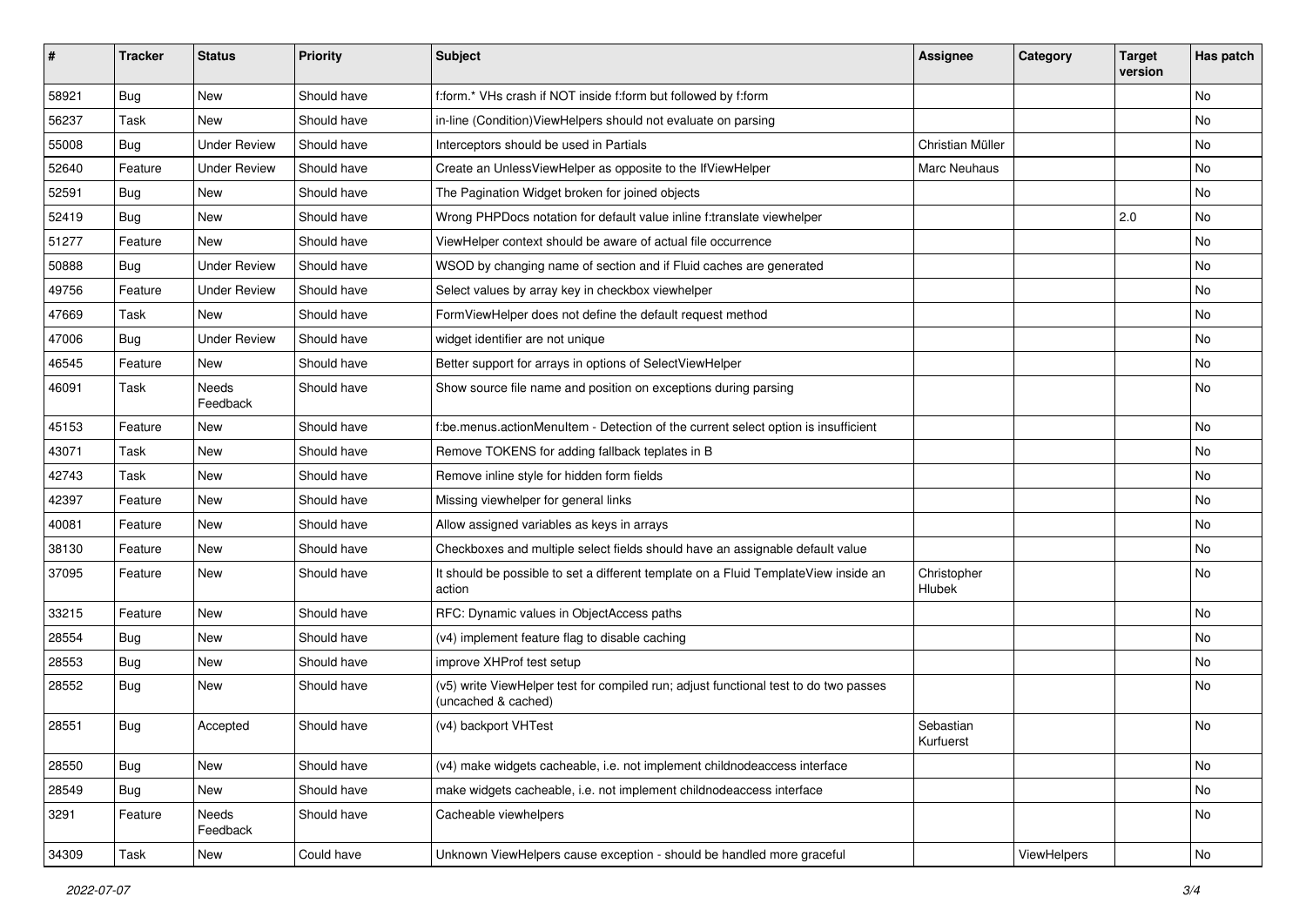| # | Tracker | Status | Priority | Subject | Assignee | Category | Target version | Has patch |
|---|---|---|---|---|---|---|---|---|
| 58921 | Bug | New | Should have | f:form.* VHs crash if NOT inside f:form but followed by f:form | | | | No |
| 56237 | Task | New | Should have | in-line (Condition)ViewHelpers should not evaluate on parsing | | | | No |
| 55008 | Bug | Under Review | Should have | Interceptors should be used in Partials | Christian Müller | | | No |
| 52640 | Feature | Under Review | Should have | Create an UnlessViewHelper as opposite to the IfViewHelper | Marc Neuhaus | | | No |
| 52591 | Bug | New | Should have | The Pagination Widget broken for joined objects | | | | No |
| 52419 | Bug | New | Should have | Wrong PHPDocs notation for default value inline f:translate viewhelper | | | 2.0 | No |
| 51277 | Feature | New | Should have | ViewHelper context should be aware of actual file occurrence | | | | No |
| 50888 | Bug | Under Review | Should have | WSOD by changing name of section and if Fluid caches are generated | | | | No |
| 49756 | Feature | Under Review | Should have | Select values by array key in checkbox viewhelper | | | | No |
| 47669 | Task | New | Should have | FormViewHelper does not define the default request method | | | | No |
| 47006 | Bug | Under Review | Should have | widget identifier are not unique | | | | No |
| 46545 | Feature | New | Should have | Better support for arrays in options of SelectViewHelper | | | | No |
| 46091 | Task | Needs Feedback | Should have | Show source file name and position on exceptions during parsing | | | | No |
| 45153 | Feature | New | Should have | f:be.menus.actionMenuItem - Detection of the current select option is insufficient | | | | No |
| 43071 | Task | New | Should have | Remove TOKENS for adding fallback teplates in B | | | | No |
| 42743 | Task | New | Should have | Remove inline style for hidden form fields | | | | No |
| 42397 | Feature | New | Should have | Missing viewhelper for general links | | | | No |
| 40081 | Feature | New | Should have | Allow assigned variables as keys in arrays | | | | No |
| 38130 | Feature | New | Should have | Checkboxes and multiple select fields should have an assignable default value | | | | No |
| 37095 | Feature | New | Should have | It should be possible to set a different template on a Fluid TemplateView inside an action | Christopher Hlubek | | | No |
| 33215 | Feature | New | Should have | RFC: Dynamic values in ObjectAccess paths | | | | No |
| 28554 | Bug | New | Should have | (v4) implement feature flag to disable caching | | | | No |
| 28553 | Bug | New | Should have | improve XHProf test setup | | | | No |
| 28552 | Bug | New | Should have | (v5) write ViewHelper test for compiled run; adjust functional test to do two passes (uncached & cached) | | | | No |
| 28551 | Bug | Accepted | Should have | (v4) backport VHTest | Sebastian Kurfuerst | | | No |
| 28550 | Bug | New | Should have | (v4) make widgets cacheable, i.e. not implement childnodeaccess interface | | | | No |
| 28549 | Bug | New | Should have | make widgets cacheable, i.e. not implement childnodeaccess interface | | | | No |
| 3291 | Feature | Needs Feedback | Should have | Cacheable viewhelpers | | | | No |
| 34309 | Task | New | Could have | Unknown ViewHelpers cause exception - should be handled more graceful | | ViewHelpers | | No |

*2022-07-07*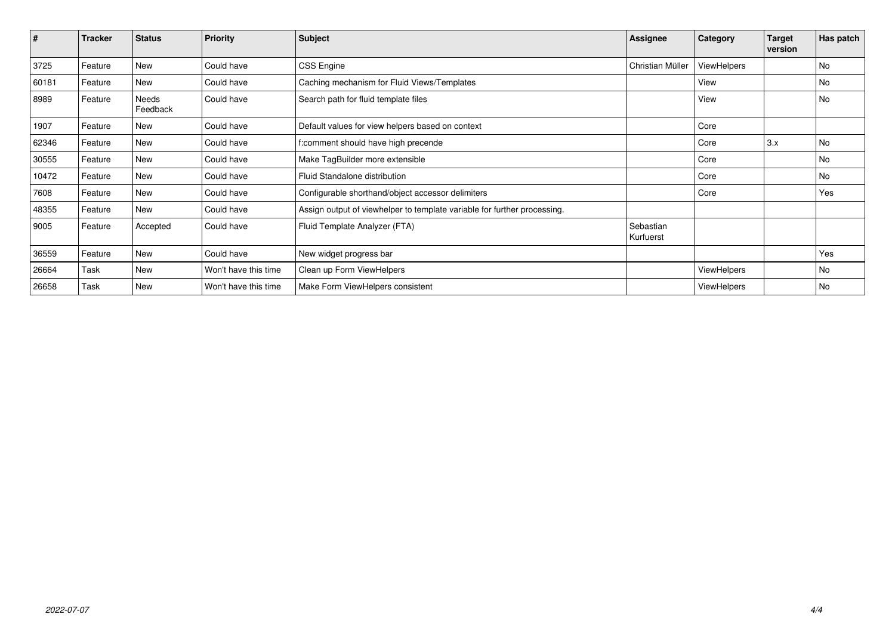| # | Tracker | Status | Priority | Subject | Assignee | Category | Target version | Has patch |
|---|---|---|---|---|---|---|---|---|
| 3725 | Feature | New | Could have | CSS Engine | Christian Müller | ViewHelpers | | No |
| 60181 | Feature | New | Could have | Caching mechanism for Fluid Views/Templates | | View | | No |
| 8989 | Feature | Needs Feedback | Could have | Search path for fluid template files | | View | | No |
| 1907 | Feature | New | Could have | Default values for view helpers based on context | | Core | | |
| 62346 | Feature | New | Could have | f:comment should have high precende | | Core | 3.x | No |
| 30555 | Feature | New | Could have | Make TagBuilder more extensible | | Core | | No |
| 10472 | Feature | New | Could have | Fluid Standalone distribution | | Core | | No |
| 7608 | Feature | New | Could have | Configurable shorthand/object accessor delimiters | | Core | | Yes |
| 48355 | Feature | New | Could have | Assign output of viewhelper to template variable for further processing. | | | | |
| 9005 | Feature | Accepted | Could have | Fluid Template Analyzer (FTA) | Sebastian Kurfuerst | | | |
| 36559 | Feature | New | Could have | New widget progress bar | | | | Yes |
| 26664 | Task | New | Won't have this time | Clean up Form ViewHelpers | | ViewHelpers | | No |
| 26658 | Task | New | Won't have this time | Make Form ViewHelpers consistent | | ViewHelpers | | No |

*2022-07-07*